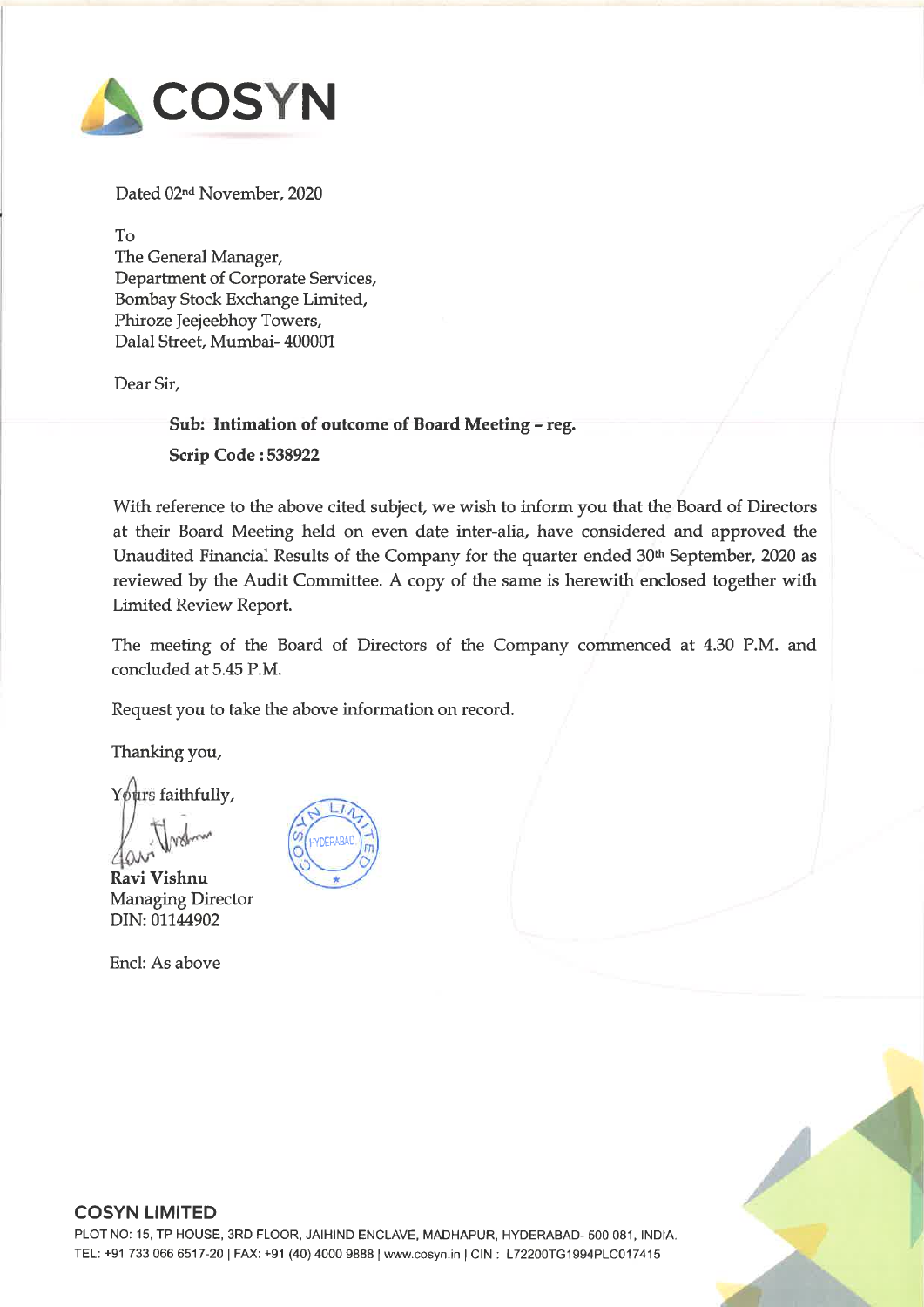# COSYN

Dated 02nd November, 2020

To
The General Manager,
Department of Corporate Services,
Bombay Stock Exchange Limited,
Phiroze Jeejeebhoy Towers,
Dalal Street, Mumbai- 400001

Dear Sir,

**Sub: Intimation of outcome of Board Meeting – reg.**

**Scrip Code : 538922**

With reference to the above cited subject, we wish to inform you that the Board of Directors at their Board Meeting held on even date inter-alia, have considered and approved the Unaudited Financial Results of the Company for the quarter ended 30th September, 2020 as reviewed by the Audit Committee. A copy of the same is herewith enclosed together with Limited Review Report.

The meeting of the Board of Directors of the Company commenced at 4.30 P.M. and concluded at 5.45 P.M.

Request you to take the above information on record.

Thanking you,

Yours faithfully,

**Ravi Vishnu**
Managing Director
DIN: 01144902

Encl: As above

**COSYN LIMITED**
PLOT NO: 15, TP HOUSE, 3RD FLOOR, JAIHIND ENCLAVE, MADHAPUR, HYDERABAD- 500 081, INDIA.
TEL: +91 733 066 6517-20 | FAX: +91 (40) 4000 9888 | www.cosyn.in | CIN : L72200TG1994PLC017415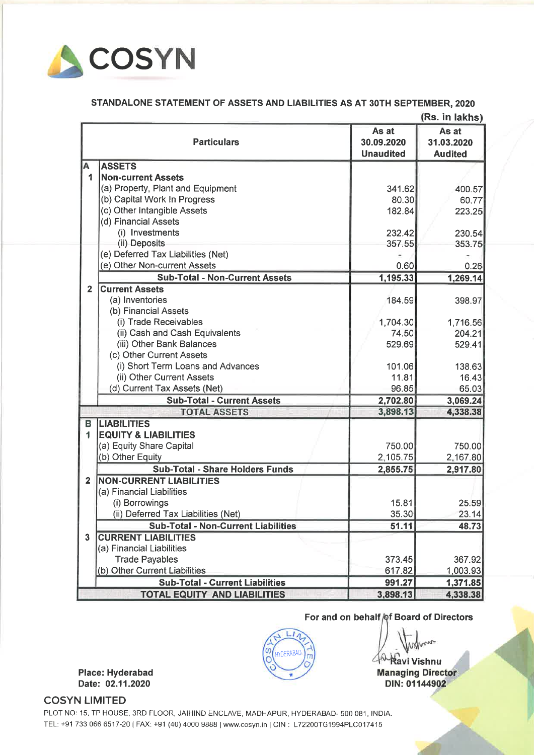COSYN

## STANDALONE STATEMENT OF ASSETS AND LIABILITIES AS AT 30TH SEPTEMBER, 2020

(Rs. in lakhs)

| | Particulars | As at 30.09.2020 Unaudited | As at 31.03.2020 Audited |
|---|---|---|---|
| **A** | **ASSETS** | | |
| **1** | **Non-current Assets** | | |
| | (a) Property, Plant and Equipment | 341.62 | 400.57 |
| | (b) Capital Work In Progress | 80.30 | 60.77 |
| | (c) Other Intangible Assets | 182.84 | 223.25 |
| | (d) Financial Assets | | |
| | (i) Investments | 232.42 | 230.54 |
| | (ii) Deposits | 357.55 | 353.75 |
| | (e) Deferred Tax Liabilities (Net) | - | - |
| | (e) Other Non-current Assets | 0.60 | 0.26 |
| | **Sub-Total - Non-Current Assets** | **1,195.33** | **1,269.14** |
| **2** | **Current Assets** | | |
| | (a) Inventories | 184.59 | 398.97 |
| | (b) Financial Assets | | |
| | (i) Trade Receivables | 1,704.30 | 1,716.56 |
| | (ii) Cash and Cash Equivalents | 74.50 | 204.21 |
| | (iii) Other Bank Balances | 529.69 | 529.41 |
| | (c) Other Current Assets | | |
| | (i) Short Term Loans and Advances | 101.06 | 138.63 |
| | (ii) Other Current Assets | 11.81 | 16.43 |
| | (d) Current Tax Assets (Net) | 96.85 | 65.03 |
| | **Sub-Total - Current Assets** | **2,702.80** | **3,069.24** |
| | **TOTAL ASSETS** | **3,898.13** | **4,338.38** |
| **B** | **LIABILITIES** | | |
| **1** | **EQUITY & LIABILITIES** | | |
| | (a) Equity Share Capital | 750.00 | 750.00 |
| | (b) Other Equity | 2,105.75 | 2,167.80 |
| | **Sub-Total - Share Holders Funds** | **2,855.75** | **2,917.80** |
| **2** | **NON-CURRENT LIABILITIES** | | |
| | (a) Financial Liabilities | | |
| | (i) Borrowings | 15.81 | 25.59 |
| | (ii) Deferred Tax Liabilities (Net) | 35.30 | 23.14 |
| | **Sub-Total - Non-Current Liabilities** | **51.11** | **48.73** |
| **3** | **CURRENT LIABILITIES** | | |
| | (a) Financial Liabilities | | |
| | Trade Payables | 373.45 | 367.92 |
| | (b) Other Current Liabilities | 617.82 | 1,003.93 |
| | **Sub-Total - Current Liabilities** | **991.27** | **1,371.85** |
| | **TOTAL EQUITY AND LIABILITIES** | **3,898.13** | **4,338.38** |

For and on behalf of Board of Directors

Ravi Vishnu
Managing Director
DIN: 01144902

Place: Hyderabad
Date: 02.11.2020

**COSYN LIMITED**

PLOT NO: 15, TP HOUSE, 3RD FLOOR, JAIHIND ENCLAVE, MADHAPUR, HYDERABAD- 500 081, INDIA.
TEL: +91 733 066 6517-20 | FAX: +91 (40) 4000 9888 | www.cosyn.in | CIN : L72200TG1994PLC017415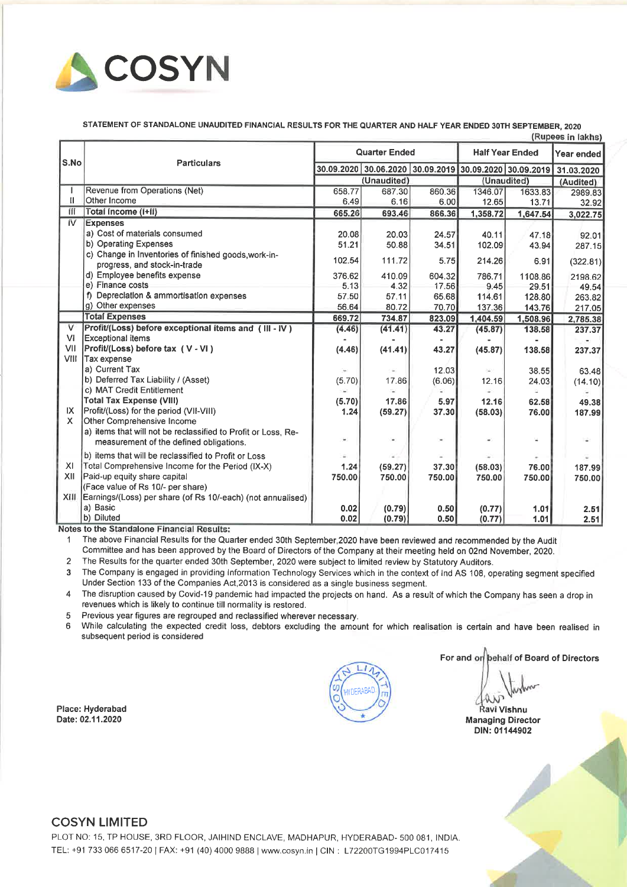# COSYN

**STATEMENT OF STANDALONE UNAUDITED FINANCIAL RESULTS FOR THE QUARTER AND HALF YEAR ENDED 30TH SEPTEMBER, 2020**

(Rupees in lakhs)

| S.No | Particulars | Quarter Ended | | | Half Year Ended | | Year ended |
|---|---|---|---|---|---|---|---|
| | | 30.09.2020 | 30.06.2020 | 30.09.2019 | 30.09.2020 | 30.09.2019 | 31.03.2020 |
| | | (Unaudited) | | | (Unaudited) | | (Audited) |
| I | Revenue from Operations (Net) | 658.77 | 687.30 | 860.36 | 1346.07 | 1633.83 | 2989.83 |
| II | Other Income | 6.49 | 6.16 | 6.00 | 12.65 | 13.71 | 32.92 |
| III | **Total Income (I+II)** | **665.26** | **693.46** | **866.36** | **1,358.72** | **1,647.54** | **3,022.75** |
| IV | **Expenses** | | | | | | |
| | a) Cost of materials consumed | 20.08 | 20.03 | 24.57 | 40.11 | 47.18 | 92.01 |
| | b) Operating Expenses | 51.21 | 50.88 | 34.51 | 102.09 | 43.94 | 287.15 |
| | c) Change in Inventories of finished goods,work-in-progress, and stock-in-trade | 102.54 | 111.72 | 5.75 | 214.26 | 6.91 | (322.81) |
| | d) Employee benefits expense | 376.62 | 410.09 | 604.32 | 786.71 | 1108.86 | 2198.62 |
| | e) Finance costs | 5.13 | 4.32 | 17.56 | 9.45 | 29.51 | 49.54 |
| | f) Depreciation & ammortisation expenses | 57.50 | 57.11 | 65.68 | 114.61 | 128.80 | 263.82 |
| | g) Other expenses | 56.64 | 80.72 | 70.70 | 137.36 | 143.76 | 217.05 |
| | **Total Expenses** | **669.72** | **734.87** | **823.09** | **1,404.59** | **1,508.96** | **2,785.38** |
| V | **Profit/(Loss) before exceptional items and ( III - IV )** | **(4.46)** | **(41.41)** | **43.27** | **(45.87)** | **138.58** | **237.37** |
| VI | Exceptional items | - | - | - | - | - | - |
| VII | **Profit/(Loss) before tax ( V - VI )** | **(4.46)** | **(41.41)** | **43.27** | **(45.87)** | **138.58** | **237.37** |
| VIII | Tax expense | | | | | | |
| | a) Current Tax | - | - | 12.03 | - | 38.55 | 63.48 |
| | b) Deferred Tax Liability / (Asset) | (5.70) | 17.86 | (6.06) | 12.16 | 24.03 | (14.10) |
| | c) MAT Credit Entitlement | - | - | - | - | - | - |
| | **Total Tax Expense (VIII)** | **(5.70)** | **17.86** | **5.97** | **12.16** | **62.58** | **49.38** |
| IX | Profit/(Loss) for the period (VII-VIII) | **1.24** | **(59.27)** | **37.30** | **(58.03)** | **76.00** | **187.99** |
| X | Other Comprehensive Income | | | | | | |
| | a) items that will not be reclassified to Profit or Loss, Re-measurement of the defined obligations. | - | - | - | - | - | - |
| | b) items that will be reclassified to Profit or Loss | - | - | - | - | - | - |
| XI | Total Comprehensive Income for the Period (IX-X) | **1.24** | **(59.27)** | **37.30** | **(58.03)** | **76.00** | **187.99** |
| XII | Paid-up equity share capital (Face value of Rs 10/- per share) | **750.00** | **750.00** | **750.00** | **750.00** | **750.00** | **750.00** |
| XIII | Earnings/(Loss) per share (of Rs 10/-each) (not annualised) | | | | | | |
| | a) Basic | **0.02** | **(0.79)** | **0.50** | **(0.77)** | **1.01** | **2.51** |
| | b) Diluted | **0.02** | **(0.79)** | **0.50** | **(0.77)** | **1.01** | **2.51** |

**Notes to the Standalone Financial Results:**

1. The above Financial Results for the Quarter ended 30th September,2020 have been reviewed and recommended by the Audit Committee and has been approved by the Board of Directors of the Company at their meeting held on 02nd November, 2020.
2. The Results for the quarter ended 30th September, 2020 were subject to limited review by Statutory Auditors.
3. The Company is engaged in providing Information Technology Services which in the context of Ind AS 108, operating segment specified Under Section 133 of the Companies Act,2013 is considered as a single business segment.
4. The disruption caused by Covid-19 pandemic had impacted the projects on hand. As a result of which the Company has seen a drop in revenues which is likely to continue till normality is restored.
5. Previous year figures are regrouped and reclassified wherever necessary.
6. While calculating the expected credit loss, debtors excluding the amount for which realisation is certain and have been realised in subsequent period is considered

For and on behalf of Board of Directors

Ravi Vishnu
Managing Director
DIN: 01144902

Place: Hyderabad
Date: 02.11.2020

**COSYN LIMITED**
PLOT NO: 15, TP HOUSE, 3RD FLOOR, JAIHIND ENCLAVE, MADHAPUR, HYDERABAD- 500 081, INDIA.
TEL: +91 733 066 6517-20 | FAX: +91 (40) 4000 9888 | www.cosyn.in | CIN : L72200TG1994PLC017415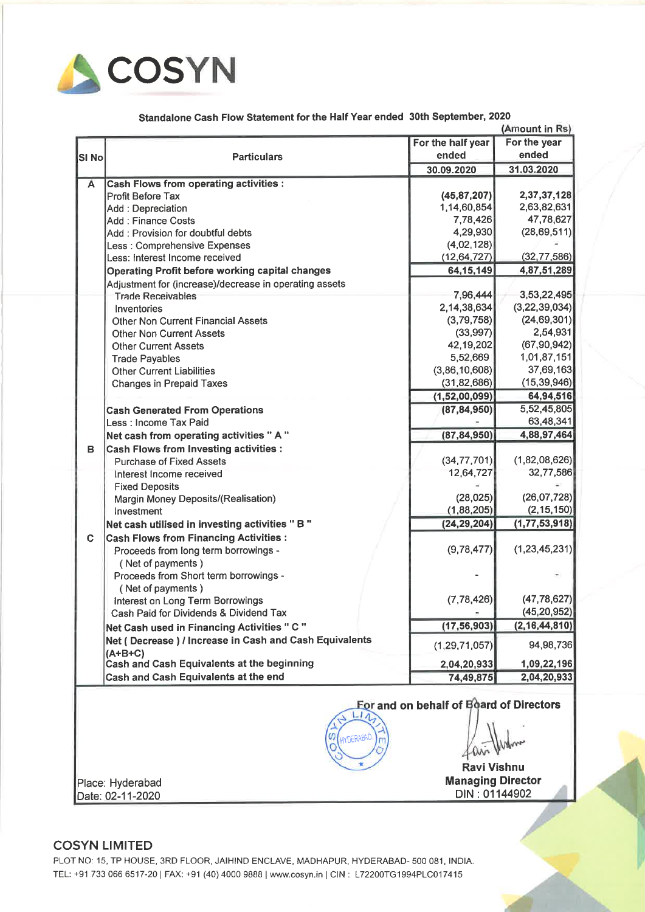# COSYN

## Standalone Cash Flow Statement for the Half Year ended 30th September, 2020

(Amount in Rs)

| SI No | Particulars | For the half year ended 30.09.2020 | For the year ended 31.03.2020 |
|---|---|---|---|
| **A** | **Cash Flows from operating activities :** | | |
| | Profit Before Tax | (45,87,207) | 2,37,37,128 |
| | Add : Depreciation | 1,14,60,854 | 2,63,82,631 |
| | Add : Finance Costs | 7,78,426 | 47,78,627 |
| | Add : Provision for doubtful debts | 4,29,930 | (28,69,511) |
| | Less : Comprehensive Expenses | (4,02,128) | - |
| | Less: Interest Income received | (12,64,727) | (32,77,586) |
| | **Operating Profit before working capital changes** | **64,15,149** | **4,87,51,289** |
| | Adjustment for (increase)/decrease in operating assets | | |
| | Trade Receivables | 7,96,444 | 3,53,22,495 |
| | Inventories | 2,14,38,634 | (3,22,39,034) |
| | Other Non Current Financial Assets | (3,79,758) | (24,69,301) |
| | Other Non Current Assets | (33,997) | 2,54,931 |
| | Other Current Assets | 42,19,202 | (67,90,942) |
| | Trade Payables | 5,52,669 | 1,01,87,151 |
| | Other Current Liabilities | (3,86,10,608) | 37,69,163 |
| | Changes in Prepaid Taxes | (31,82,686) | (15,39,946) |
| | | **(1,52,00,099)** | **64,94,516** |
| | **Cash Generated From Operations** | **(87,84,950)** | 5,52,45,805 |
| | Less : Income Tax Paid | - | 63,48,341 |
| | **Net cash from operating activities " A "** | **(87,84,950)** | **4,88,97,464** |
| **B** | **Cash Flows from Investing activities :** | | |
| | Purchase of Fixed Assets | (34,77,701) | (1,82,08,626) |
| | Interest Income received | 12,64,727 | 32,77,586 |
| | Fixed Deposits | - | - |
| | Margin Money Deposits/(Realisation) | (28,025) | (26,07,728) |
| | Investment | (1,88,205) | (2,15,150) |
| | **Net cash utilised in investing activities " B "** | **(24,29,204)** | **(1,77,53,918)** |
| **C** | **Cash Flows from Financing Activities :** | | |
| | Proceeds from long term borrowings - ( Net of payments ) | (9,78,477) | (1,23,45,231) |
| | Proceeds from Short term borrowings - ( Net of payments ) | - | - |
| | Interest on Long Term Borrowings | (7,78,426) | (47,78,627) |
| | Cash Paid for Dividends & Dividend Tax | - | (45,20,952) |
| | **Net Cash used in Financing Activities " C "** | **(17,56,903)** | **(2,16,44,810)** |
| | **Net ( Decrease ) / Increase in Cash and Cash Equivalents (A+B+C)** | (1,29,71,057) | 94,98,736 |
| | **Cash and Cash Equivalents at the beginning** | **2,04,20,933** | **1,09,22,196** |
| | **Cash and Cash Equivalents at the end** | **74,49,875** | **2,04,20,933** |

**For and on behalf of Board of Directors**

**Ravi Vishnu**
**Managing Director**
DIN : 01144902

Place: Hyderabad
Date: 02-11-2020

**COSYN LIMITED**
PLOT NO: 15, TP HOUSE, 3RD FLOOR, JAIHIND ENCLAVE, MADHAPUR, HYDERABAD- 500 081, INDIA.
TEL: +91 733 066 6517-20 | FAX: +91 (40) 4000 9888 | www.cosyn.in | CIN : L72200TG1994PLC017415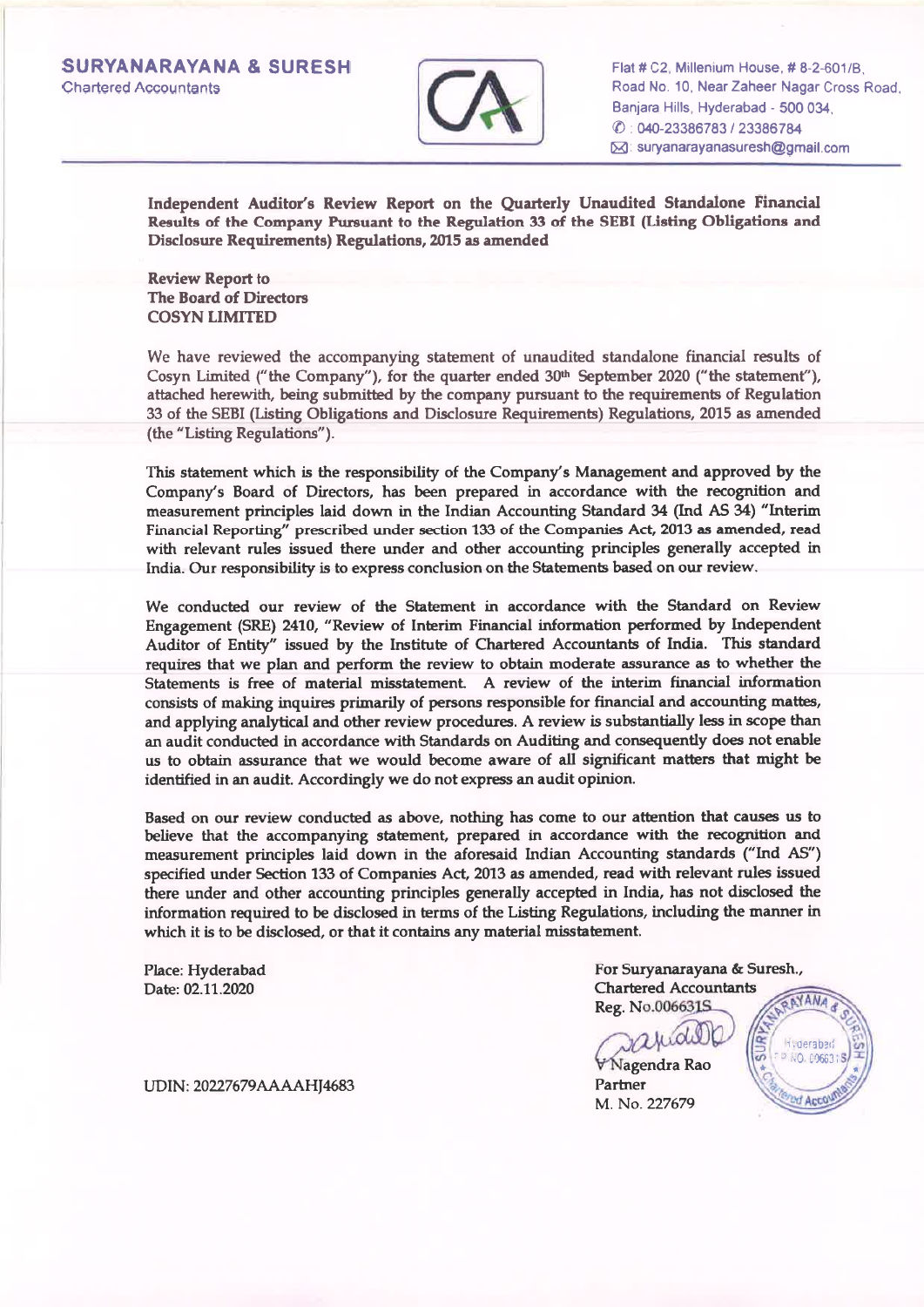**SURYANARAYANA & SURESH**
Chartered Accountants

Flat # C2, Millenium House, # 8-2-601/B,
Road No. 10, Near Zaheer Nagar Cross Road,
Banjara Hills, Hyderabad - 500 034.
Ⓒ : 040-23386783 / 23386784
✉: suryanarayanasuresh@gmail.com

**Independent Auditor's Review Report on the Quarterly Unaudited Standalone Financial Results of the Company Pursuant to the Regulation 33 of the SEBI (Listing Obligations and Disclosure Requirements) Regulations, 2015 as amended**

**Review Report to**
**The Board of Directors**
**COSYN LIMITED**

We have reviewed the accompanying statement of unaudited standalone financial results of Cosyn Limited ("the Company"), for the quarter ended 30th September 2020 ("the statement"), attached herewith, being submitted by the company pursuant to the requirements of Regulation 33 of the SEBI (Listing Obligations and Disclosure Requirements) Regulations, 2015 as amended (the "Listing Regulations").

This statement which is the responsibility of the Company's Management and approved by the Company's Board of Directors, has been prepared in accordance with the recognition and measurement principles laid down in the Indian Accounting Standard 34 (Ind AS 34) "Interim Financial Reporting" prescribed under section 133 of the Companies Act, 2013 as amended, read with relevant rules issued there under and other accounting principles generally accepted in India. Our responsibility is to express conclusion on the Statements based on our review.

We conducted our review of the Statement in accordance with the Standard on Review Engagement (SRE) 2410, "Review of Interim Financial information performed by Independent Auditor of Entity" issued by the Institute of Chartered Accountants of India. This standard requires that we plan and perform the review to obtain moderate assurance as to whether the Statements is free of material misstatement. A review of the interim financial information consists of making inquires primarily of persons responsible for financial and accounting mattes, and applying analytical and other review procedures. A review is substantially less in scope than an audit conducted in accordance with Standards on Auditing and consequently does not enable us to obtain assurance that we would become aware of all significant matters that might be identified in an audit. Accordingly we do not express an audit opinion.

Based on our review conducted as above, nothing has come to our attention that causes us to believe that the accompanying statement, prepared in accordance with the recognition and measurement principles laid down in the aforesaid Indian Accounting standards ("Ind AS") specified under Section 133 of Companies Act, 2013 as amended, read with relevant rules issued there under and other accounting principles generally accepted in India, has not disclosed the information required to be disclosed in terms of the Listing Regulations, including the manner in which it is to be disclosed, or that it contains any material misstatement.

Place: Hyderabad
Date: 02.11.2020

For Suryanarayana & Suresh.,
Chartered Accountants
Reg. No.006631S

V Nagendra Rao
Partner
M. No. 227679

UDIN: 20227679AAAAHJ4683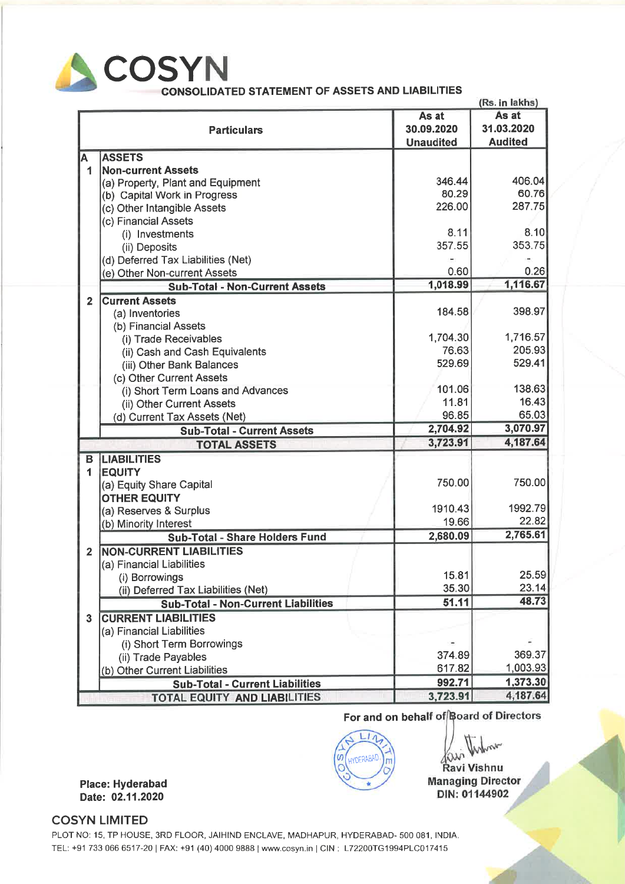# COSYN

## CONSOLIDATED STATEMENT OF ASSETS AND LIABILITIES

(Rs. in lakhs)

| | Particulars | As at 30.09.2020 Unaudited | As at 31.03.2020 Audited |
|---|---|---|---|
| **A** | **ASSETS** | | |
| **1** | **Non-current Assets** | | |
| | (a) Property, Plant and Equipment | 346.44 | 406.04 |
| | (b) Capital Work in Progress | 80.29 | 60.76 |
| | (c) Other Intangible Assets | 226.00 | 287.75 |
| | (c) Financial Assets | | |
| | (i) Investments | 8.11 | 8.10 |
| | (ii) Deposits | 357.55 | 353.75 |
| | (d) Deferred Tax Liabilities (Net) | - | - |
| | (e) Other Non-current Assets | 0.60 | 0.26 |
| | **Sub-Total - Non-Current Assets** | **1,018.99** | **1,116.67** |
| **2** | **Current Assets** | | |
| | (a) Inventories | 184.58 | 398.97 |
| | (b) Financial Assets | | |
| | (i) Trade Receivables | 1,704.30 | 1,716.57 |
| | (ii) Cash and Cash Equivalents | 76.63 | 205.93 |
| | (iii) Other Bank Balances | 529.69 | 529.41 |
| | (c) Other Current Assets | | |
| | (i) Short Term Loans and Advances | 101.06 | 138.63 |
| | (ii) Other Current Assets | 11.81 | 16.43 |
| | (d) Current Tax Assets (Net) | 96.85 | 65.03 |
| | **Sub-Total - Current Assets** | **2,704.92** | **3,070.97** |
| | **TOTAL ASSETS** | **3,723.91** | **4,187.64** |
| **B** | **LIABILITIES** | | |
| **1** | **EQUITY** | | |
| | (a) Equity Share Capital | 750.00 | 750.00 |
| | **OTHER EQUITY** | | |
| | (a) Reserves & Surplus | 1910.43 | 1992.79 |
| | (b) Minority Interest | 19.66 | 22.82 |
| | **Sub-Total - Share Holders Fund** | **2,680.09** | **2,765.61** |
| **2** | **NON-CURRENT LIABILITIES** | | |
| | (a) Financial Liabilities | | |
| | (i) Borrowings | 15.81 | 25.59 |
| | (ii) Deferred Tax Liabilities (Net) | 35.30 | 23.14 |
| | **Sub-Total - Non-Current Liabilities** | **51.11** | **48.73** |
| **3** | **CURRENT LIABILITIES** | | |
| | (a) Financial Liabilities | | |
| | (i) Short Term Borrowings | - | - |
| | (ii) Trade Payables | 374.89 | 369.37 |
| | (b) Other Current Liabilities | 617.82 | 1,003.93 |
| | **Sub-Total - Current Liabilities** | **992.71** | **1,373.30** |
| | **TOTAL EQUITY AND LIABILITIES** | **3,723.91** | **4,187.64** |

**For and on behalf of Board of Directors**

**Ravi Vishnu**
**Managing Director**
**DIN: 01144902**

**Place: Hyderabad**
**Date: 02.11.2020**

**COSYN LIMITED**

PLOT NO: 15, TP HOUSE, 3RD FLOOR, JAIHIND ENCLAVE, MADHAPUR, HYDERABAD- 500 081, INDIA.
TEL: +91 733 066 6517-20 | FAX: +91 (40) 4000 9888 | www.cosyn.in | CIN : L72200TG1994PLC017415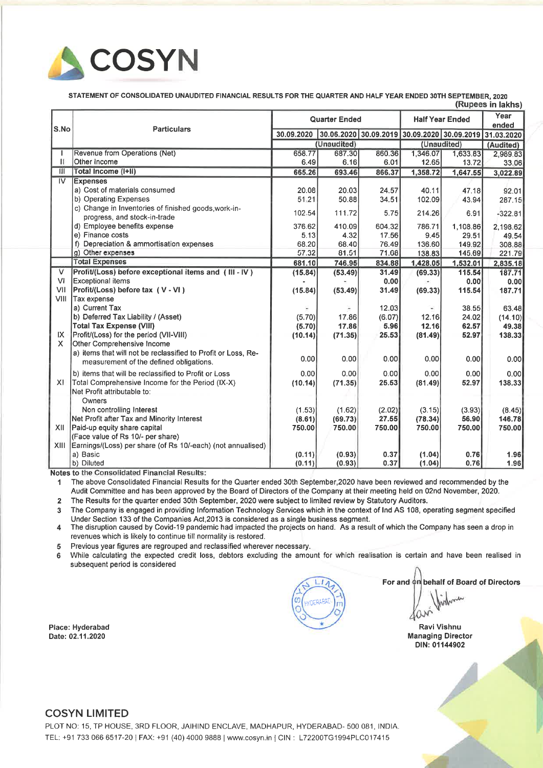# COSYN

**STATEMENT OF CONSOLIDATED UNAUDITED FINANCIAL RESULTS FOR THE QUARTER AND HALF YEAR ENDED 30TH SEPTEMBER, 2020**

**(Rupees in lakhs)**

| S.No | Particulars | Quarter Ended | | | Half Year Ended | | Year ended |
|---|---|---|---|---|---|---|---|
| | | 30.09.2020 | 30.06.2020 | 30.09.2019 | 30.09.2020 | 30.09.2019 | 31.03.2020 |
| | | (Unaudited) | | | (Unaudited) | | (Audited) |
| I | Revenue from Operations (Net) | 658.77 | 687.30 | 860.36 | 1,346.07 | 1,633.83 | 2,989.83 |
| II | Other Income | 6.49 | 6.16 | 6.01 | 12.65 | 13.72 | 33.06 |
| III | **Total Income (I+II)** | **665.26** | **693.46** | **866.37** | **1,358.72** | **1,647.55** | **3,022.89** |
| IV | **Expenses** | | | | | | |
| | a) Cost of materials consumed | 20.08 | 20.03 | 24.57 | 40.11 | 47.18 | 92.01 |
| | b) Operating Expenses | 51.21 | 50.88 | 34.51 | 102.09 | 43.94 | 287.15 |
| | c) Change in Inventories of finished goods,work-in-progress, and stock-in-trade | 102.54 | 111.72 | 5.75 | 214.26 | 6.91 | -322.81 |
| | d) Employee benefits expense | 376.62 | 410.09 | 604.32 | 786.71 | 1,108.86 | 2,198.62 |
| | e) Finance costs | 5.13 | 4.32 | 17.56 | 9.45 | 29.51 | 49.54 |
| | f) Depreciation & ammortisation expenses | 68.20 | 68.40 | 76.49 | 136.60 | 149.92 | 308.88 |
| | g) Other expenses | 57.32 | 81.51 | 71.08 | 138.83 | 145.69 | 221.79 |
| | **Total Expenses** | **681.10** | **746.95** | **834.88** | **1,428.05** | **1,532.01** | **2,835.18** |
| V | **Profit/(Loss) before exceptional items and ( III - IV )** | **(15.84)** | **(53.49)** | **31.49** | **(69.33)** | **115.54** | **187.71** |
| VI | Exceptional items | - | - | 0.00 | - | 0.00 | 0.00 |
| VII | **Profit/(Loss) before tax ( V - VI )** | **(15.84)** | **(53.49)** | **31.49** | **(69.33)** | **115.54** | **187.71** |
| VIII | Tax expense | | | | | | |
| | a) Current Tax | - | - | 12.03 | - | 38.55 | 63.48 |
| | b) Deferred Tax Liability / (Asset) | (5.70) | 17.86 | (6.07) | 12.16 | 24.02 | (14.10) |
| | **Total Tax Expense (VIII)** | **(5.70)** | **17.86** | **5.96** | **12.16** | **62.57** | **49.38** |
| IX | Profit/(Loss) for the period (VII-VIII) | **(10.14)** | **(71.35)** | **25.53** | **(81.49)** | **52.97** | **138.33** |
| X | Other Comprehensive Income | | | | | | |
| | a) items that will not be reclassified to Profit or Loss, Re-measurement of the defined obligations. | 0.00 | 0.00 | 0.00 | 0.00 | 0.00 | 0.00 |
| | b) items that will be reclassified to Profit or Loss | 0.00 | 0.00 | 0.00 | 0.00 | 0.00 | 0.00 |
| XI | Total Comprehensive Income for the Period (IX-X) | **(10.14)** | **(71.35)** | **25.53** | **(81.49)** | **52.97** | **138.33** |
| | Net Profit attributable to: | | | | | | |
| | Owners | | | | | | |
| | Non controlling Interest | (1.53) | (1.62) | (2.02) | (3.15) | (3.93) | (8.45) |
| | Net Profit after Tax and Minority Interest | **(8.61)** | **(69.73)** | **27.55** | **(78.34)** | **56.90** | **146.78** |
| XII | Paid-up equity share capital (Face value of Rs 10/- per share) | **750.00** | **750.00** | **750.00** | **750.00** | **750.00** | **750.00** |
| XIII | Earnings/(Loss) per share (of Rs 10/-each) (not annualised) | | | | | | |
| | a) Basic | **(0.11)** | **(0.93)** | **0.37** | **(1.04)** | **0.76** | **1.96** |
| | b) Diluted | **(0.11)** | **(0.93)** | **0.37** | **(1.04)** | **0.76** | **1.96** |

**Notes to the Consolidated Financial Results:**

1. The above Consolidated Financial Results for the Quarter ended 30th September,2020 have been reviewed and recommended by the Audit Committee and has been approved by the Board of Directors of the Company at their meeting held on 02nd November, 2020.
2. The Results for the quarter ended 30th September, 2020 were subject to limited review by Statutory Auditors.
3. The Company is engaged in providing Information Technology Services which in the context of Ind AS 108, operating segment specified Under Section 133 of the Companies Act,2013 is considered as a single business segment.
4. The disruption caused by Covid-19 pandemic had impacted the projects on hand. As a result of which the Company has seen a drop in revenues which is likely to continue till normality is restored.
5. Previous year figures are regrouped and reclassified wherever necessary.
6. While calculating the expected credit loss, debtors excluding the amount for which realisation is certain and have been realised in subsequent period is considered

Place: Hyderabad
Date: 02.11.2020

**For and on behalf of Board of Directors**

**Ravi Vishnu**
**Managing Director**
**DIN: 01144902**

**COSYN LIMITED**

PLOT NO: 15, TP HOUSE, 3RD FLOOR, JAIHIND ENCLAVE, MADHAPUR, HYDERABAD- 500 081, INDIA.
TEL: +91 733 066 6517-20 | FAX: +91 (40) 4000 9888 | www.cosyn.in | CIN : L72200TG1994PLC017415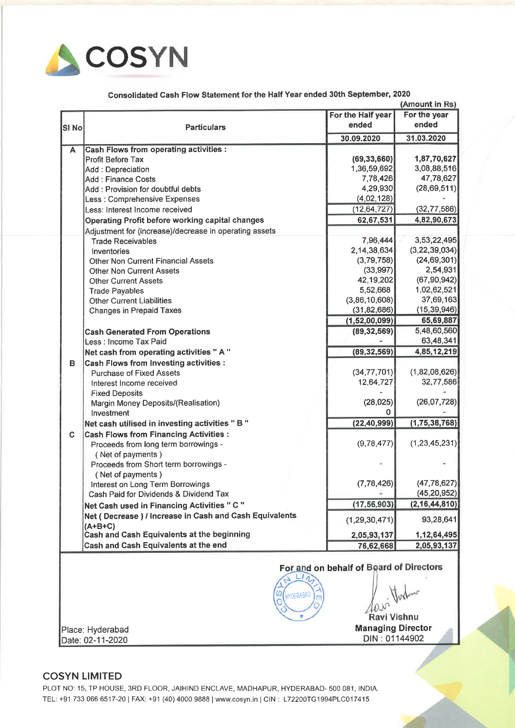# COSYN

## Consolidated Cash Flow Statement for the Half Year ended 30th September, 2020

(Amount in Rs)

| Sl No | Particulars | For the Half year ended | For the year ended |
|---|---|---|---|
| | | 30.09.2020 | 31.03.2020 |
| A | **Cash Flows from operating activities :** | | |
| | Profit Before Tax | (69,33,660) | 1,87,70,627 |
| | Add : Depreciation | 1,36,59,692 | 3,08,88,516 |
| | Add : Finance Costs | 7,78,426 | 47,78,627 |
| | Add : Provision for doubtful debts | 4,29,930 | (28,69,511) |
| | Less : Comprehensive Expenses | (4,02,128) | - |
| | Less: Interest Income received | (12,64,727) | (32,77,586) |
| | **Operating Profit before working capital changes** | 62,67,531 | 4,82,90,673 |
| | Adjustment for (increase)/decrease in operating assets | | |
| | Trade Receivables | 7,96,444 | 3,53,22,495 |
| | Inventories | 2,14,38,634 | (3,22,39,034) |
| | Other Non Current Financial Assets | (3,79,758) | (24,69,301) |
| | Other Non Current Assets | (33,997) | 2,54,931 |
| | Other Current Assets | 42,19,202 | (67,90,942) |
| | Trade Payables | 5,52,668 | 1,02,62,521 |
| | Other Current Liabilities | (3,86,10,608) | 37,69,163 |
| | Changes in Prepaid Taxes | (31,82,686) | (15,39,946) |
| | | (1,52,00,099) | 65,69,887 |
| | **Cash Generated From Operations** | (89,32,569) | 5,48,60,560 |
| | Less : Income Tax Paid | - | 63,48,341 |
| | **Net cash from operating activities " A "** | (89,32,569) | 4,85,12,219 |
| B | **Cash Flows from Investing activities :** | | |
| | Purchase of Fixed Assets | (34,77,701) | (1,82,08,626) |
| | Interest Income received | 12,64,727 | 32,77,586 |
| | Fixed Deposits | - | - |
| | Margin Money Deposits/(Realisation) | (28,025) | (26,07,728) |
| | Investment | 0 | - |
| | **Net cash utilised in investing activities " B "** | (22,40,999) | (1,75,38,768) |
| C | **Cash Flows from Financing Activities :** | | |
| | Proceeds from long term borrowings - ( Net of payments ) | (9,78,477) | (1,23,45,231) |
| | Proceeds from Short term borrowings - ( Net of payments ) | - | - |
| | Interest on Long Term Borrowings | (7,78,426) | (47,78,627) |
| | Cash Paid for Dividends & Dividend Tax | - | (45,20,952) |
| | **Net Cash used in Financing Activities " C "** | (17,56,903) | (2,16,44,810) |
| | **Net ( Decrease ) / Increase in Cash and Cash Equivalents (A+B+C)** | (1,29,30,471) | 93,28,641 |
| | **Cash and Cash Equivalents at the beginning** | 2,05,93,137 | 1,12,64,495 |
| | **Cash and Cash Equivalents at the end** | 76,62,668 | 2,05,93,137 |

**For and on behalf of Board of Directors**

Ravi Vishnu
**Managing Director**
DIN : 01144902

Place: Hyderabad
Date: 02-11-2020

**COSYN LIMITED**
PLOT NO: 15, TP HOUSE, 3RD FLOOR, JAIHIND ENCLAVE, MADHAPUR, HYDERABAD- 500 081, INDIA.
TEL: +91 733 066 6517-20 | FAX: +91 (40) 4000 9888 | www.cosyn.in | CIN : L72200TG1994PLC017415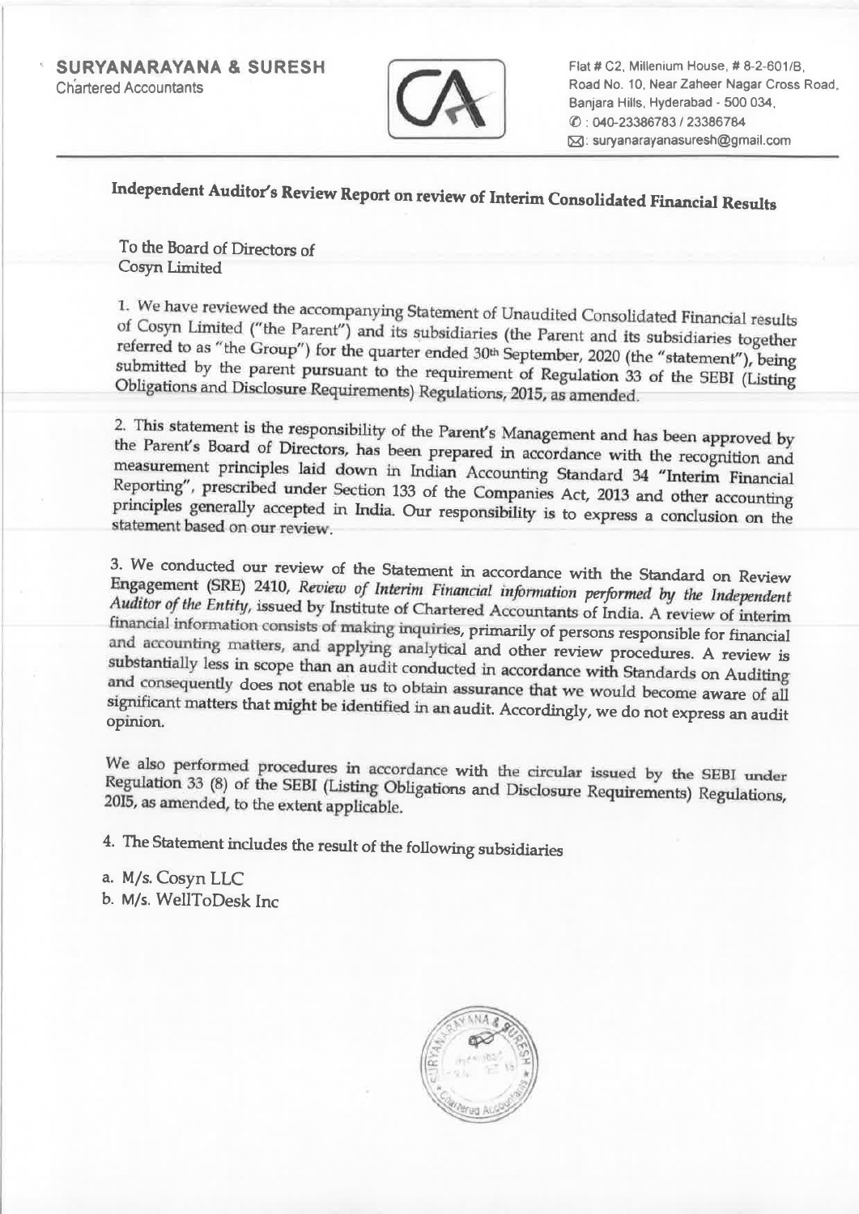**SURYANARAYANA & SURESH**
Chartered Accountants

Flat # C2, Millenium House, # 8-2-601/B,
Road No. 10, Near Zaheer Nagar Cross Road,
Banjara Hills, Hyderabad - 500 034,
✆ : 040-23386783 / 23386784
✉: suryanarayanasuresh@gmail.com

## Independent Auditor's Review Report on review of Interim Consolidated Financial Results

To the Board of Directors of
Cosyn Limited

1. We have reviewed the accompanying Statement of Unaudited Consolidated Financial results of Cosyn Limited ("the Parent") and its subsidiaries (the Parent and its subsidiaries together referred to as "the Group") for the quarter ended 30th September, 2020 (the "statement"), being submitted by the parent pursuant to the requirement of Regulation 33 of the SEBI (Listing Obligations and Disclosure Requirements) Regulations, 2015, as amended.

2. This statement is the responsibility of the Parent's Management and has been approved by the Parent's Board of Directors, has been prepared in accordance with the recognition and measurement principles laid down in Indian Accounting Standard 34 "Interim Financial Reporting", prescribed under Section 133 of the Companies Act, 2013 and other accounting principles generally accepted in India. Our responsibility is to express a conclusion on the statement based on our review.

3. We conducted our review of the Statement in accordance with the Standard on Review Engagement (SRE) 2410, *Review of Interim Financial information performed by the Independent Auditor of the Entity*, issued by Institute of Chartered Accountants of India. A review of interim financial information consists of making inquiries, primarily of persons responsible for financial and accounting matters, and applying analytical and other review procedures. A review is substantially less in scope than an audit conducted in accordance with Standards on Auditing and consequently does not enable us to obtain assurance that we would become aware of all significant matters that might be identified in an audit. Accordingly, we do not express an audit opinion.

We also performed procedures in accordance with the circular issued by the SEBI under Regulation 33 (8) of the SEBI (Listing Obligations and Disclosure Requirements) Regulations, 2015, as amended, to the extent applicable.

4. The Statement includes the result of the following subsidiaries

a. M/s. Cosyn LLC
b. M/s. WellToDesk Inc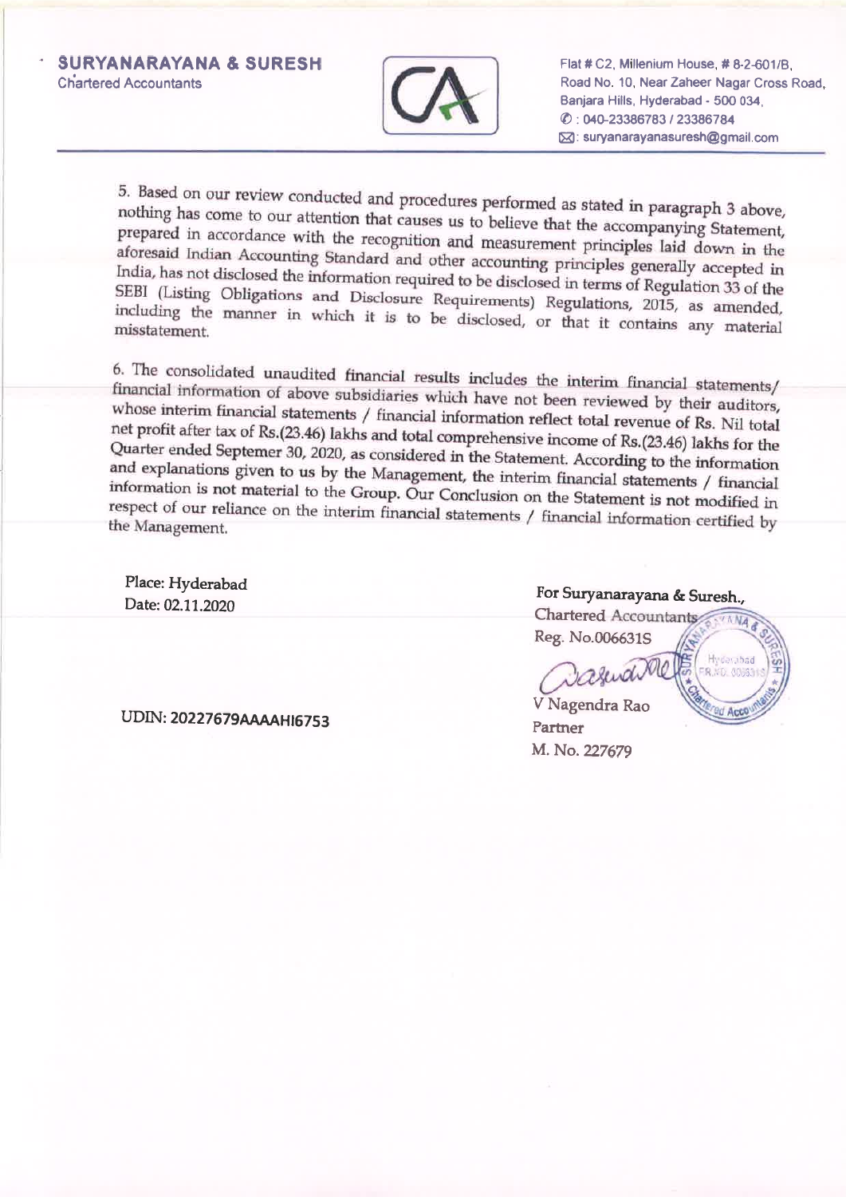**SURYANARAYANA & SURESH**
Chartered Accountants

Flat # C2, Millenium House, # 8-2-601/B,
Road No. 10, Near Zaheer Nagar Cross Road,
Banjara Hills, Hyderabad - 500 034,
: 040-23386783 / 23386784
: suryanarayanasuresh@gmail.com

5. Based on our review conducted and procedures performed as stated in paragraph 3 above, nothing has come to our attention that causes us to believe that the accompanying Statement, prepared in accordance with the recognition and measurement principles laid down in the aforesaid Indian Accounting Standard and other accounting principles generally accepted in India, has not disclosed the information required to be disclosed in terms of Regulation 33 of the SEBI (Listing Obligations and Disclosure Requirements) Regulations, 2015, as amended, including the manner in which it is to be disclosed, or that it contains any material misstatement.

6. The consolidated unaudited financial results includes the interim financial statements/ financial information of above subsidiaries which have not been reviewed by their auditors, whose interim financial statements / financial information reflect total revenue of Rs. Nil total net profit after tax of Rs.(23.46) lakhs and total comprehensive income of Rs.(23.46) lakhs for the Quarter ended Septemer 30, 2020, as considered in the Statement. According to the information and explanations given to us by the Management, the interim financial statements / financial information is not material to the Group. Our Conclusion on the Statement is not modified in respect of our reliance on the interim financial statements / financial information certified by the Management.

Place: Hyderabad
Date: 02.11.2020

UDIN: 20227679AAAAHI6753

For Suryanarayana & Suresh.,
Chartered Accountants
Reg. No.006631S

V Nagendra Rao
Partner
M. No. 227679